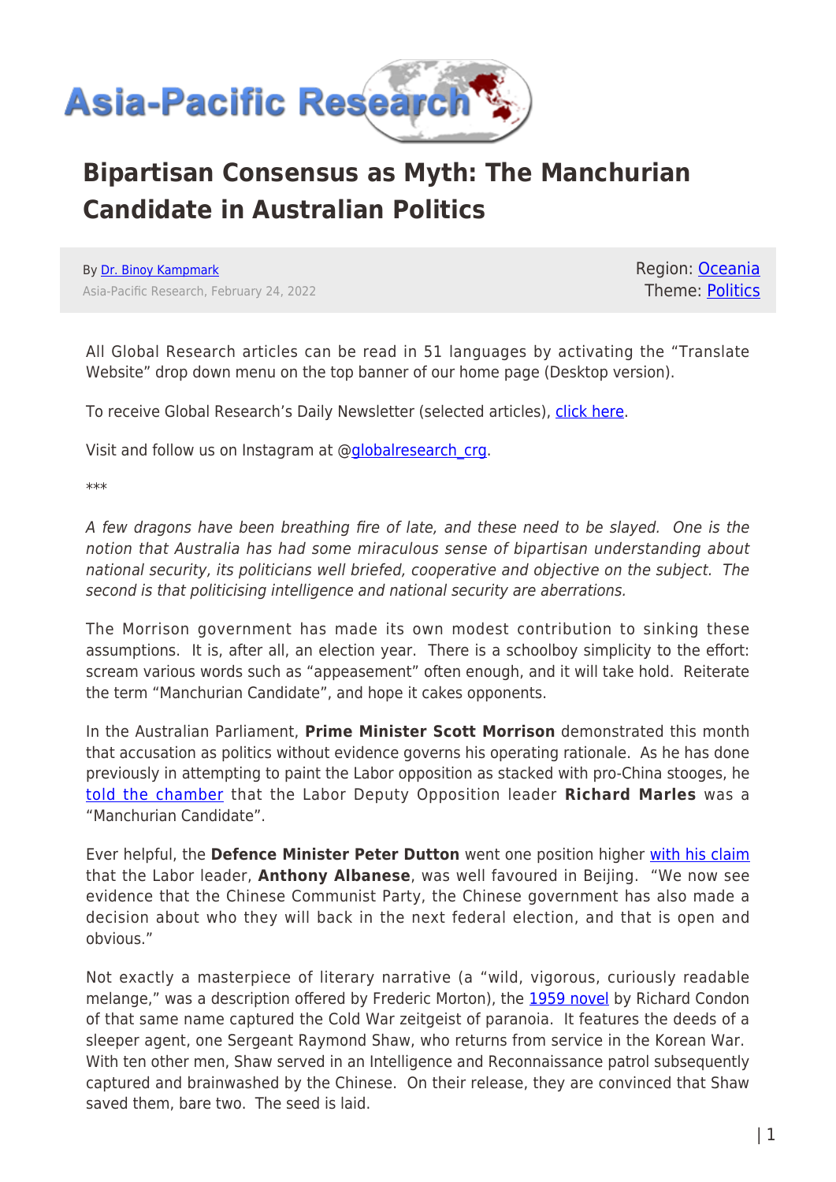# Bipartisan Consensus as Myth: The Manchurian Candidate in Australian Politics

By Dr. Binoy Kampmark
Asia-Pacific Research, February 24, 2022

Region: Oceania
Theme: Politics

All Global Research articles can be read in 51 languages by activating the "Translate Website" drop down menu on the top banner of our home page (Desktop version).

To receive Global Research's Daily Newsletter (selected articles), click here.

Visit and follow us on Instagram at @globalresearch_crg.

***

*A few dragons have been breathing fire of late, and these need to be slayed. One is the notion that Australia has had some miraculous sense of bipartisan understanding about national security, its politicians well briefed, cooperative and objective on the subject. The second is that politicising intelligence and national security are aberrations.*

The Morrison government has made its own modest contribution to sinking these assumptions. It is, after all, an election year. There is a schoolboy simplicity to the effort: scream various words such as "appeasement" often enough, and it will take hold. Reiterate the term "Manchurian Candidate", and hope it cakes opponents.

In the Australian Parliament, **Prime Minister Scott Morrison** demonstrated this month that accusation as politics without evidence governs his operating rationale. As he has done previously in attempting to paint the Labor opposition as stacked with pro-China stooges, he told the chamber that the Labor Deputy Opposition leader **Richard Marles** was a "Manchurian Candidate".

Ever helpful, the **Defence Minister Peter Dutton** went one position higher with his claim that the Labor leader, **Anthony Albanese**, was well favoured in Beijing. "We now see evidence that the Chinese Communist Party, the Chinese government has also made a decision about who they will back in the next federal election, and that is open and obvious."

Not exactly a masterpiece of literary narrative (a "wild, vigorous, curiously readable melange," was a description offered by Frederic Morton), the 1959 novel by Richard Condon of that same name captured the Cold War zeitgeist of paranoia. It features the deeds of a sleeper agent, one Sergeant Raymond Shaw, who returns from service in the Korean War. With ten other men, Shaw served in an Intelligence and Reconnaissance patrol subsequently captured and brainwashed by the Chinese. On their release, they are convinced that Shaw saved them, bare two. The seed is laid.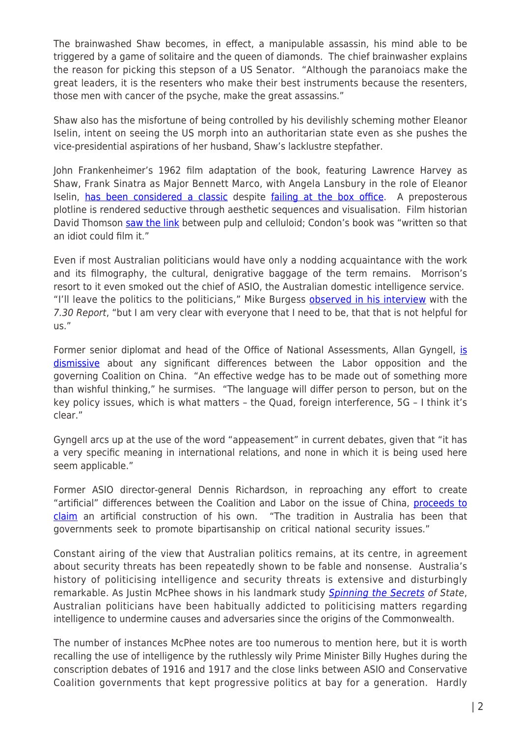The brainwashed Shaw becomes, in effect, a manipulable assassin, his mind able to be triggered by a game of solitaire and the queen of diamonds. The chief brainwasher explains the reason for picking this stepson of a US Senator. "Although the paranoiacs make the great leaders, it is the resenters who make their best instruments because the resenters, those men with cancer of the psyche, make the great assassins."

Shaw also has the misfortune of being controlled by his devilishly scheming mother Eleanor Iselin, intent on seeing the US morph into an authoritarian state even as she pushes the vice-presidential aspirations of her husband, Shaw's lacklustre stepfather.

John Frankenheimer's 1962 film adaptation of the book, featuring Lawrence Harvey as Shaw, Frank Sinatra as Major Bennett Marco, with Angela Lansbury in the role of Eleanor Iselin, has been considered a classic despite failing at the box office. A preposterous plotline is rendered seductive through aesthetic sequences and visualisation. Film historian David Thomson saw the link between pulp and celluloid; Condon's book was "written so that an idiot could film it."

Even if most Australian politicians would have only a nodding acquaintance with the work and its filmography, the cultural, denigrative baggage of the term remains. Morrison's resort to it even smoked out the chief of ASIO, the Australian domestic intelligence service. "I'll leave the politics to the politicians," Mike Burgess observed in his interview with the *7.30 Report*, "but I am very clear with everyone that I need to be, that that is not helpful for us."

Former senior diplomat and head of the Office of National Assessments, Allan Gyngell, is dismissive about any significant differences between the Labor opposition and the governing Coalition on China. "An effective wedge has to be made out of something more than wishful thinking," he surmises. "The language will differ person to person, but on the key policy issues, which is what matters – the Quad, foreign interference, 5G – I think it's clear."

Gyngell arcs up at the use of the word "appeasement" in current debates, given that "it has a very specific meaning in international relations, and none in which it is being used here seem applicable."

Former ASIO director-general Dennis Richardson, in reproaching any effort to create "artificial" differences between the Coalition and Labor on the issue of China, proceeds to claim an artificial construction of his own. "The tradition in Australia has been that governments seek to promote bipartisanship on critical national security issues."

Constant airing of the view that Australian politics remains, at its centre, in agreement about security threats has been repeatedly shown to be fable and nonsense. Australia's history of politicising intelligence and security threats is extensive and disturbingly remarkable. As Justin McPhee shows in his landmark study *Spinning the Secrets of State*, Australian politicians have been habitually addicted to politicising matters regarding intelligence to undermine causes and adversaries since the origins of the Commonwealth.

The number of instances McPhee notes are too numerous to mention here, but it is worth recalling the use of intelligence by the ruthlessly wily Prime Minister Billy Hughes during the conscription debates of 1916 and 1917 and the close links between ASIO and Conservative Coalition governments that kept progressive politics at bay for a generation. Hardly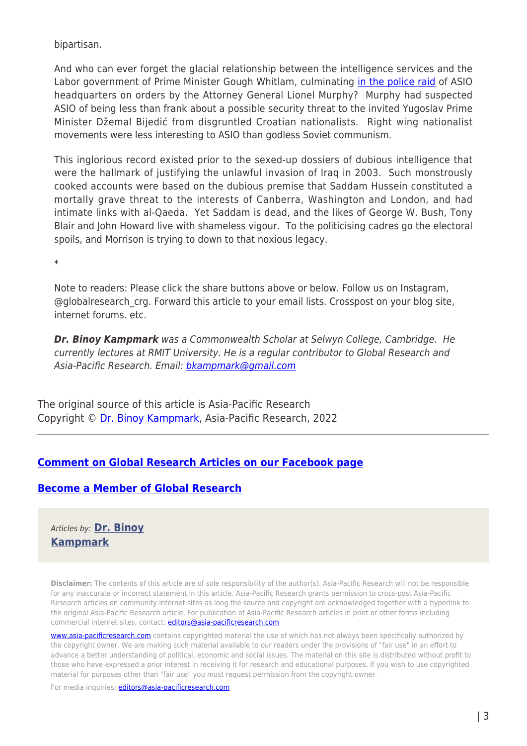bipartisan.

And who can ever forget the glacial relationship between the intelligence services and the Labor government of Prime Minister Gough Whitlam, culminating in the police raid of ASIO headquarters on orders by the Attorney General Lionel Murphy? Murphy had suspected ASIO of being less than frank about a possible security threat to the invited Yugoslav Prime Minister Džemal Bijedić from disgruntled Croatian nationalists. Right wing nationalist movements were less interesting to ASIO than godless Soviet communism.

This inglorious record existed prior to the sexed-up dossiers of dubious intelligence that were the hallmark of justifying the unlawful invasion of Iraq in 2003. Such monstrously cooked accounts were based on the dubious premise that Saddam Hussein constituted a mortally grave threat to the interests of Canberra, Washington and London, and had intimate links with al-Qaeda. Yet Saddam is dead, and the likes of George W. Bush, Tony Blair and John Howard live with shameless vigour. To the politicising cadres go the electoral spoils, and Morrison is trying to down to that noxious legacy.

*

Note to readers: Please click the share buttons above or below. Follow us on Instagram, @globalresearch_crg. Forward this article to your email lists. Crosspost on your blog site, internet forums. etc.

***Dr. Binoy Kampmark*** *was a Commonwealth Scholar at Selwyn College, Cambridge. He currently lectures at RMIT University. He is a regular contributor to Global Research and Asia-Pacific Research. Email: bkampmark@gmail.com*

The original source of this article is Asia-Pacific Research
Copyright © Dr. Binoy Kampmark, Asia-Pacific Research, 2022

---

**Comment on Global Research Articles on our Facebook page**

**Become a Member of Global Research**

*Articles by:* **Dr. Binoy Kampmark**

**Disclaimer:** The contents of this article are of sole responsibility of the author(s). Asia-Pacific Research will not be responsible for any inaccurate or incorrect statement in this article. Asia-Pacific Research grants permission to cross-post Asia-Pacific Research articles on community internet sites as long the source and copyright are acknowledged together with a hyperlink to the original Asia-Pacific Research article. For publication of Asia-Pacific Research articles in print or other forms including commercial internet sites, contact: editors@asia-pacificresearch.com

www.asia-pacificresearch.com contains copyrighted material the use of which has not always been specifically authorized by the copyright owner. We are making such material available to our readers under the provisions of "fair use" in an effort to advance a better understanding of political, economic and social issues. The material on this site is distributed without profit to those who have expressed a prior interest in receiving it for research and educational purposes. If you wish to use copyrighted material for purposes other than "fair use" you must request permission from the copyright owner.

For media inquiries: editors@asia-pacificresearch.com